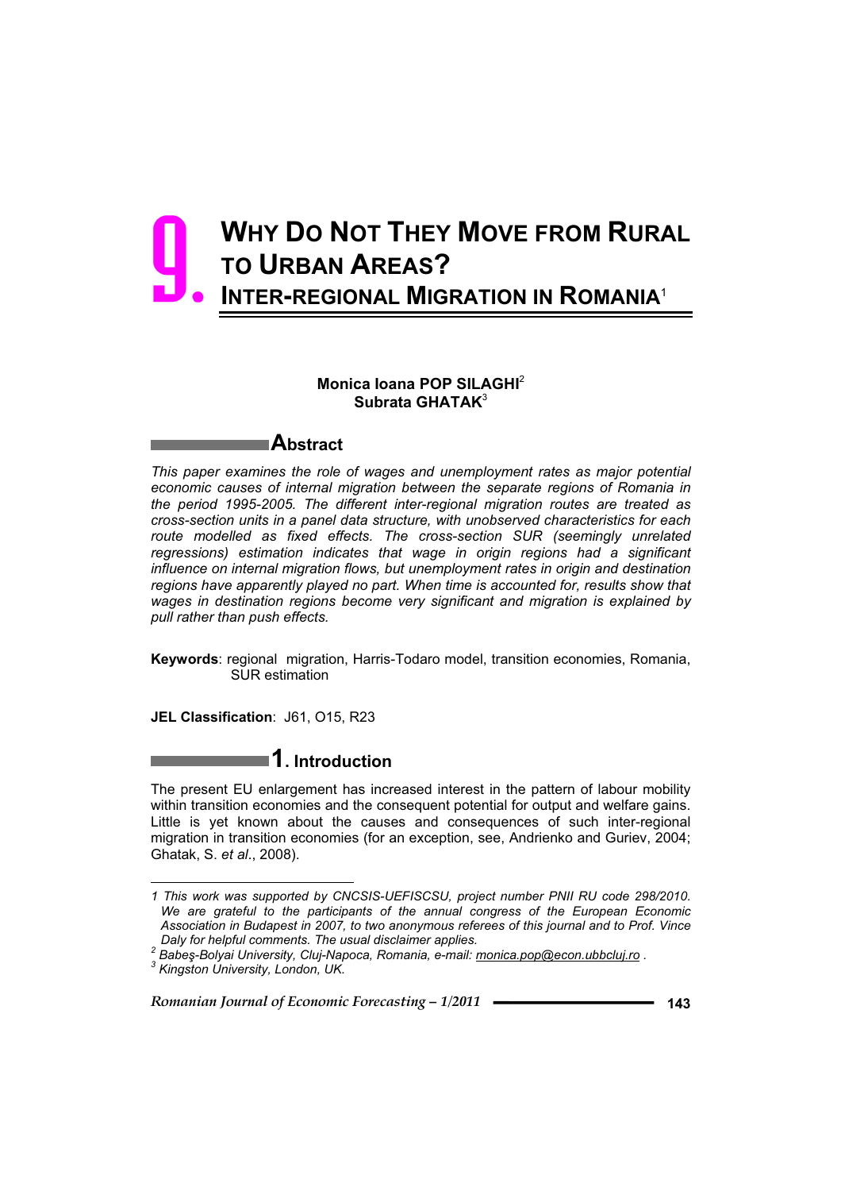# 9. WHY DO NOT THEY MOVE FROM RURAL TO URBAN AREAS? INTER-REGIONAL MIGRATION IN ROMANIA[1]

**Monica Ioana POP SILAGHI**[2]
**Subrata GHATAK**[3]

## Abstract

*This paper examines the role of wages and unemployment rates as major potential economic causes of internal migration between the separate regions of Romania in the period 1995-2005. The different inter-regional migration routes are treated as cross-section units in a panel data structure, with unobserved characteristics for each route modelled as fixed effects. The cross-section SUR (seemingly unrelated regressions) estimation indicates that wage in origin regions had a significant influence on internal migration flows, but unemployment rates in origin and destination regions have apparently played no part. When time is accounted for, results show that wages in destination regions become very significant and migration is explained by pull rather than push effects.*

**Keywords**: regional migration, Harris-Todaro model, transition economies, Romania, SUR estimation

**JEL Classification**: J61, O15, R23

## 1. Introduction

The present EU enlargement has increased interest in the pattern of labour mobility within transition economies and the consequent potential for output and welfare gains. Little is yet known about the causes and consequences of such inter-regional migration in transition economies (for an exception, see, Andrienko and Guriev, 2004; Ghatak, S. *et al*., 2008).

---

*1 This work was supported by CNCSIS-UEFISCSU, project number PNII RU code 298/2010. We are grateful to the participants of the annual congress of the European Economic Association in Budapest in 2007, to two anonymous referees of this journal and to Prof. Vince Daly for helpful comments. The usual disclaimer applies.*

*2 Babeş-Bolyai University, Cluj-Napoca, Romania, e-mail: monica.pop@econ.ubbcluj.ro .*

*3 Kingston University, London, UK.*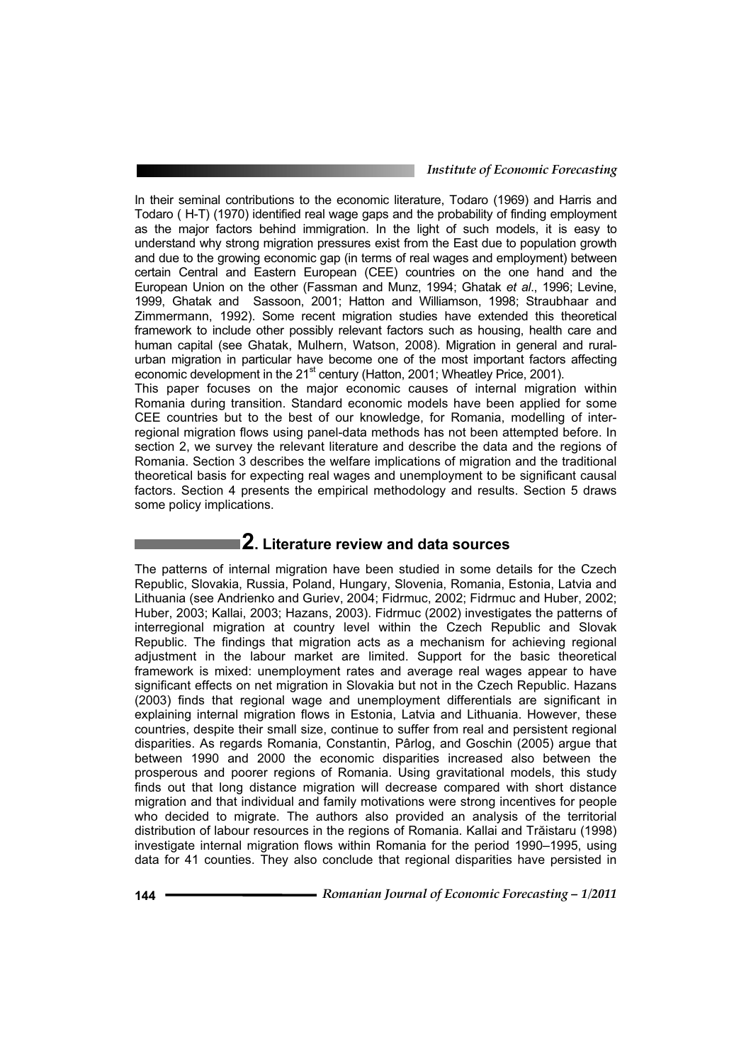In their seminal contributions to the economic literature, Todaro (1969) and Harris and Todaro ( H-T) (1970) identified real wage gaps and the probability of finding employment as the major factors behind immigration. In the light of such models, it is easy to understand why strong migration pressures exist from the East due to population growth and due to the growing economic gap (in terms of real wages and employment) between certain Central and Eastern European (CEE) countries on the one hand and the European Union on the other (Fassman and Munz, 1994; Ghatak *et al*., 1996; Levine, 1999, Ghatak and Sassoon, 2001; Hatton and Williamson, 1998; Straubhaar and Zimmermann, 1992). Some recent migration studies have extended this theoretical framework to include other possibly relevant factors such as housing, health care and human capital (see Ghatak, Mulhern, Watson, 2008). Migration in general and rural-urban migration in particular have become one of the most important factors affecting economic development in the 21st century (Hatton, 2001; Wheatley Price, 2001).

This paper focuses on the major economic causes of internal migration within Romania during transition. Standard economic models have been applied for some CEE countries but to the best of our knowledge, for Romania, modelling of inter-regional migration flows using panel-data methods has not been attempted before. In section 2, we survey the relevant literature and describe the data and the regions of Romania. Section 3 describes the welfare implications of migration and the traditional theoretical basis for expecting real wages and unemployment to be significant causal factors. Section 4 presents the empirical methodology and results. Section 5 draws some policy implications.

## 2. Literature review and data sources

The patterns of internal migration have been studied in some details for the Czech Republic, Slovakia, Russia, Poland, Hungary, Slovenia, Romania, Estonia, Latvia and Lithuania (see Andrienko and Guriev, 2004; Fidrmuc, 2002; Fidrmuc and Huber, 2002; Huber, 2003; Kallai, 2003; Hazans, 2003). Fidrmuc (2002) investigates the patterns of interregional migration at country level within the Czech Republic and Slovak Republic. The findings that migration acts as a mechanism for achieving regional adjustment in the labour market are limited. Support for the basic theoretical framework is mixed: unemployment rates and average real wages appear to have significant effects on net migration in Slovakia but not in the Czech Republic. Hazans (2003) finds that regional wage and unemployment differentials are significant in explaining internal migration flows in Estonia, Latvia and Lithuania. However, these countries, despite their small size, continue to suffer from real and persistent regional disparities. As regards Romania, Constantin, Pârlog, and Goschin (2005) argue that between 1990 and 2000 the economic disparities increased also between the prosperous and poorer regions of Romania. Using gravitational models, this study finds out that long distance migration will decrease compared with short distance migration and that individual and family motivations were strong incentives for people who decided to migrate. The authors also provided an analysis of the territorial distribution of labour resources in the regions of Romania. Kallai and Trăistaru (1998) investigate internal migration flows within Romania for the period 1990–1995, using data for 41 counties. They also conclude that regional disparities have persisted in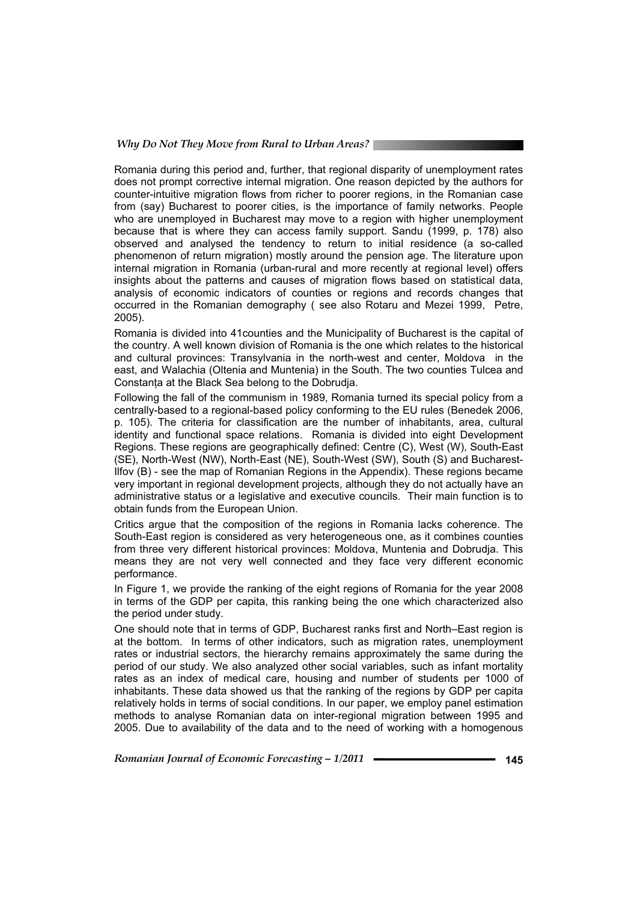Romania during this period and, further, that regional disparity of unemployment rates does not prompt corrective internal migration. One reason depicted by the authors for counter-intuitive migration flows from richer to poorer regions, in the Romanian case from (say) Bucharest to poorer cities, is the importance of family networks. People who are unemployed in Bucharest may move to a region with higher unemployment because that is where they can access family support. Sandu (1999, p. 178) also observed and analysed the tendency to return to initial residence (a so-called phenomenon of return migration) mostly around the pension age. The literature upon internal migration in Romania (urban-rural and more recently at regional level) offers insights about the patterns and causes of migration flows based on statistical data, analysis of economic indicators of counties or regions and records changes that occurred in the Romanian demography ( see also Rotaru and Mezei 1999, Petre, 2005).

Romania is divided into 41counties and the Municipality of Bucharest is the capital of the country. A well known division of Romania is the one which relates to the historical and cultural provinces: Transylvania in the north-west and center, Moldova in the east, and Walachia (Oltenia and Muntenia) in the South. The two counties Tulcea and Constanța at the Black Sea belong to the Dobrudja.

Following the fall of the communism in 1989, Romania turned its special policy from a centrally-based to a regional-based policy conforming to the EU rules (Benedek 2006, p. 105). The criteria for classification are the number of inhabitants, area, cultural identity and functional space relations. Romania is divided into eight Development Regions. These regions are geographically defined: Centre (C), West (W), South-East (SE), North-West (NW), North-East (NE), South-West (SW), South (S) and Bucharest-Ilfov (B) - see the map of Romanian Regions in the Appendix). These regions became very important in regional development projects, although they do not actually have an administrative status or a legislative and executive councils. Their main function is to obtain funds from the European Union.

Critics argue that the composition of the regions in Romania lacks coherence. The South-East region is considered as very heterogeneous one, as it combines counties from three very different historical provinces: Moldova, Muntenia and Dobrudja. This means they are not very well connected and they face very different economic performance.

In Figure 1, we provide the ranking of the eight regions of Romania for the year 2008 in terms of the GDP per capita, this ranking being the one which characterized also the period under study.

One should note that in terms of GDP, Bucharest ranks first and North–East region is at the bottom. In terms of other indicators, such as migration rates, unemployment rates or industrial sectors, the hierarchy remains approximately the same during the period of our study. We also analyzed other social variables, such as infant mortality rates as an index of medical care, housing and number of students per 1000 of inhabitants. These data showed us that the ranking of the regions by GDP per capita relatively holds in terms of social conditions. In our paper, we employ panel estimation methods to analyse Romanian data on inter-regional migration between 1995 and 2005. Due to availability of the data and to the need of working with a homogenous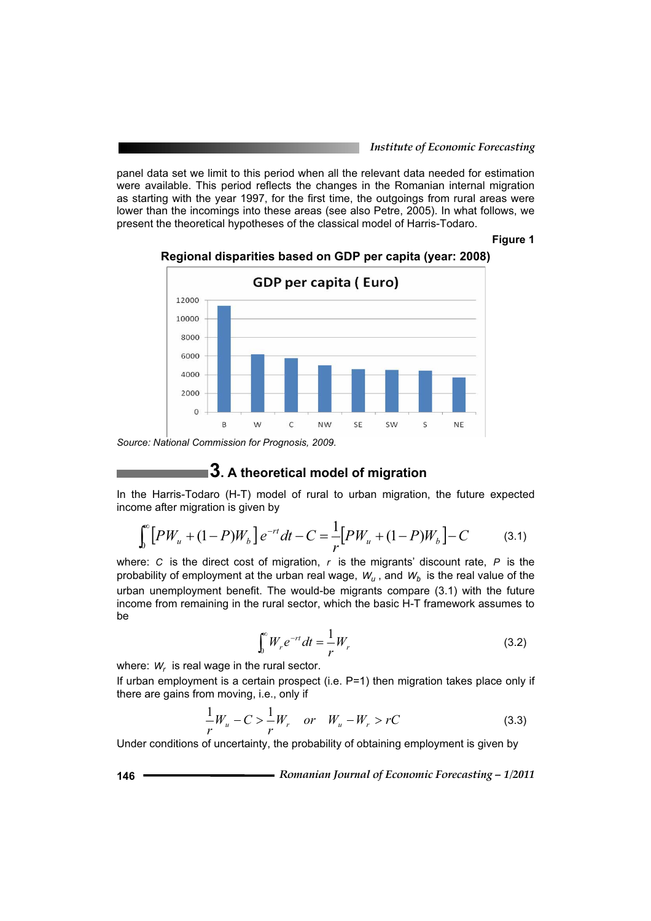panel data set we limit to this period when all the relevant data needed for estimation were available. This period reflects the changes in the Romanian internal migration as starting with the year 1997, for the first time, the outgoings from rural areas were lower than the incomings into these areas (see also Petre, 2005). In what follows, we present the theoretical hypotheses of the classical model of Harris-Todaro.

**Figure 1**

**Regional disparities based on GDP per capita (year: 2008)**

GDP per capita ( Euro)

| Region | B | W | C | NW | SE | SW | S | NE |
|---|---|---|---|---|---|---|---|---|

*Source: National Commission for Prognosis, 2009.*

## 3. A theoretical model of migration

In the Harris-Todaro (H-T) model of rural to urban migration, the future expected income after migration is given by

$$\int_0^{\infty}\left[PW_u + (1-P)W_b\right]e^{-rt}dt - C = \frac{1}{r}\left[PW_u + (1-P)W_b\right] - C \qquad (3.1)$$

where: $C$ is the direct cost of migration, $r$ is the migrants' discount rate, $P$ is the probability of employment at the urban real wage, $W_u$ , and $W_b$ is the real value of the urban unemployment benefit. The would-be migrants compare (3.1) with the future income from remaining in the rural sector, which the basic H-T framework assumes to be

$$\int_0^{\infty} W_r e^{-rt}dt = \frac{1}{r}W_r \qquad (3.2)$$

where: $W_r$ is real wage in the rural sector.

If urban employment is a certain prospect (i.e. P=1) then migration takes place only if there are gains from moving, i.e., only if

$$\frac{1}{r}W_u - C > \frac{1}{r}W_r \quad or \quad W_u - W_r > rC \qquad (3.3)$$

Under conditions of uncertainty, the probability of obtaining employment is given by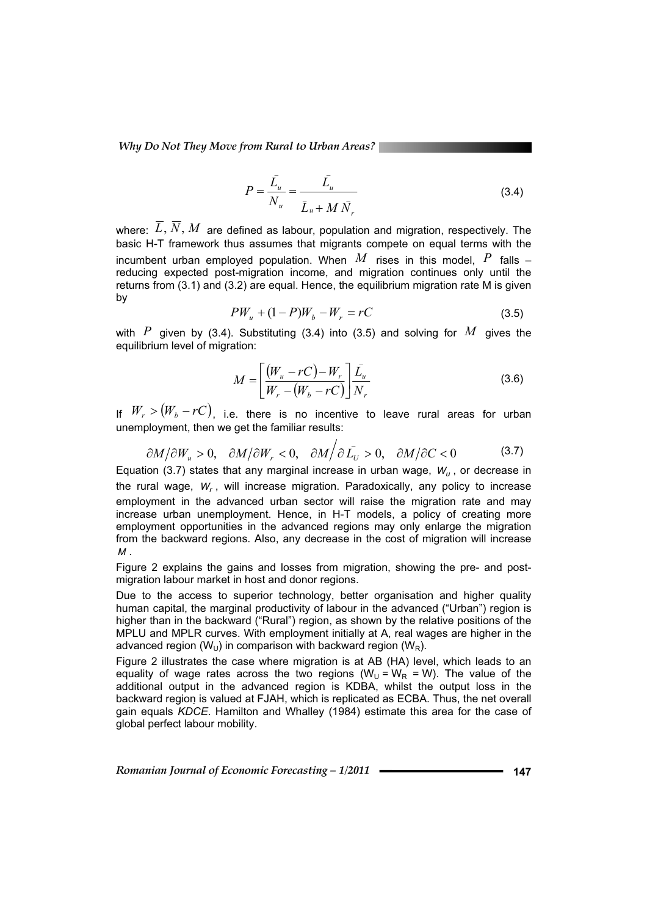$$P = \frac{\bar{L}_u}{N_u} = \frac{\bar{L}_u}{\bar{L}_u + M\bar{N}_r} \tag{3.4}$$

where: $\bar{L}, \bar{N}, M$ are defined as labour, population and migration, respectively. The basic H-T framework thus assumes that migrants compete on equal terms with the incumbent urban employed population. When $M$ rises in this model, $P$ falls – reducing expected post-migration income, and migration continues only until the returns from (3.1) and (3.2) are equal. Hence, the equilibrium migration rate M is given by

$$PW_u + (1-P)W_b - W_r = rC \tag{3.5}$$

with $P$ given by (3.4). Substituting (3.4) into (3.5) and solving for $M$ gives the equilibrium level of migration:

$$M = \left[\frac{(W_u - rC) - W_r}{W_r - (W_b - rC)}\right]\frac{\bar{L}_u}{N_r} \tag{3.6}$$

If $W_r > (W_b - rC)$, i.e. there is no incentive to leave rural areas for urban unemployment, then we get the familiar results:

$$\partial M/\partial W_u > 0, \quad \partial M/\partial W_r < 0, \quad \partial M\big/\partial \bar{L}_U > 0, \quad \partial M/\partial C < 0 \tag{3.7}$$

Equation (3.7) states that any marginal increase in urban wage, $W_u$, or decrease in the rural wage, $W_r$, will increase migration. Paradoxically, any policy to increase employment in the advanced urban sector will raise the migration rate and may increase urban unemployment. Hence, in H-T models, a policy of creating more employment opportunities in the advanced regions may only enlarge the migration from the backward regions. Also, any decrease in the cost of migration will increase $M$.

Figure 2 explains the gains and losses from migration, showing the pre- and post-migration labour market in host and donor regions.

Due to the access to superior technology, better organisation and higher quality human capital, the marginal productivity of labour in the advanced ("Urban") region is higher than in the backward ("Rural") region, as shown by the relative positions of the MPLU and MPLR curves. With employment initially at A, real wages are higher in the advanced region ($W_U$) in comparison with backward region ($W_R$).

Figure 2 illustrates the case where migration is at AB (HA) level, which leads to an equality of wage rates across the two regions ($W_U = W_R = W$). The value of the additional output in the advanced region is KDBA, whilst the output loss in the backward region is valued at FJAH, which is replicated as ECBA. Thus, the net overall gain equals *KDCE*. Hamilton and Whalley (1984) estimate this area for the case of global perfect labour mobility.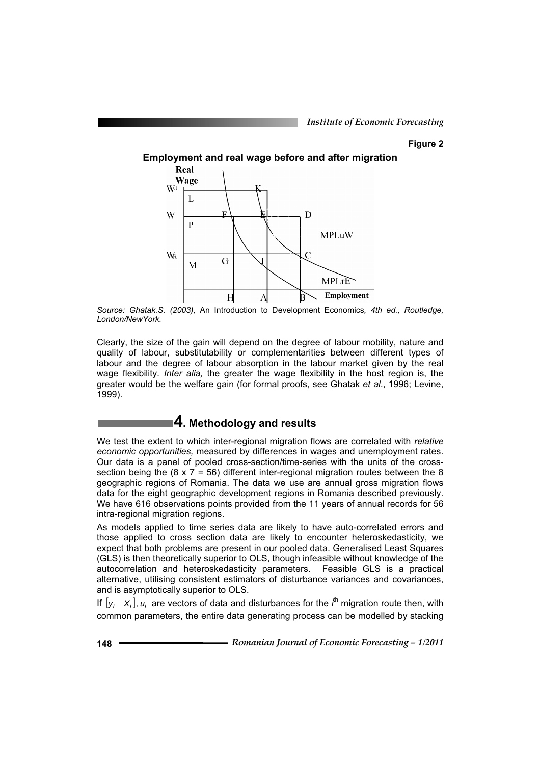**Figure 2**

**Employment and real wage before and after migration**

*Source: Ghatak.S. (2003),* An Introduction to Development Economics*, 4th ed., Routledge, London/NewYork.*

Clearly, the size of the gain will depend on the degree of labour mobility, nature and quality of labour, substitutability or complementarities between different types of labour and the degree of labour absorption in the labour market given by the real wage flexibility. *Inter alia,* the greater the wage flexibility in the host region is, the greater would be the welfare gain (for formal proofs, see Ghatak *et al*., 1996; Levine, 1999).

## 4. Methodology and results

We test the extent to which inter-regional migration flows are correlated with *relative economic opportunities,* measured by differences in wages and unemployment rates. Our data is a panel of pooled cross-section/time-series with the units of the cross-section being the (8 x 7 = 56) different inter-regional migration routes between the 8 geographic regions of Romania. The data we use are annual gross migration flows data for the eight geographic development regions in Romania described previously. We have 616 observations points provided from the 11 years of annual records for 56 intra-regional migration regions.

As models applied to time series data are likely to have auto-correlated errors and those applied to cross section data are likely to encounter heteroskedasticity, we expect that both problems are present in our pooled data. Generalised Least Squares (GLS) is then theoretically superior to OLS, though infeasible without knowledge of the autocorrelation and heteroskedasticity parameters. Feasible GLS is a practical alternative, utilising consistent estimators of disturbance variances and covariances, and is asymptotically superior to OLS.

If $[y_i \quad X_i], u_i$ are vectors of data and disturbances for the $i^{th}$ migration route then, with common parameters, the entire data generating process can be modelled by stacking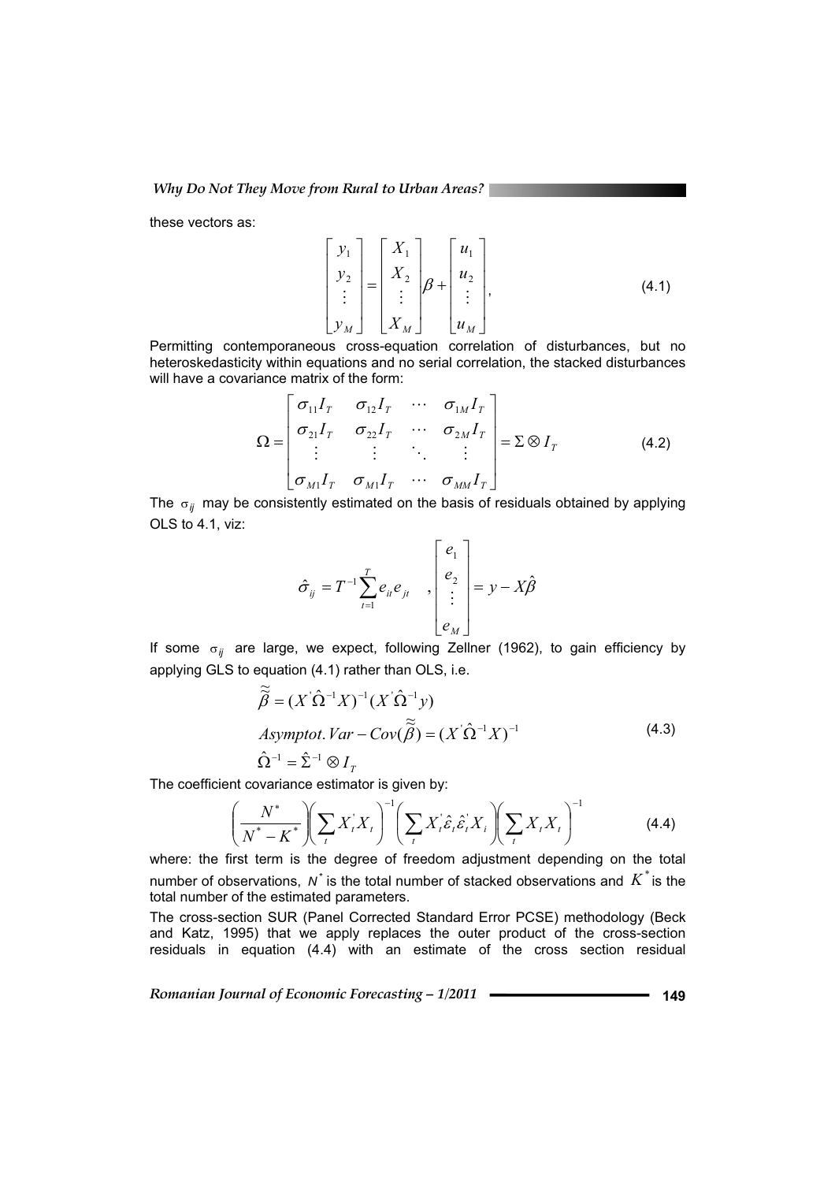these vectors as:

$$\begin{bmatrix} y_1 \\ y_2 \\ \vdots \\ y_M \end{bmatrix} = \begin{bmatrix} X_1 \\ X_2 \\ \vdots \\ X_M \end{bmatrix} \beta + \begin{bmatrix} u_1 \\ u_2 \\ \vdots \\ u_M \end{bmatrix}, \tag{4.1}$$

Permitting contemporaneous cross-equation correlation of disturbances, but no heteroskedasticity within equations and no serial correlation, the stacked disturbances will have a covariance matrix of the form:

$$\Omega = \begin{bmatrix} \sigma_{11} I_T & \sigma_{12} I_T & \cdots & \sigma_{1M} I_T \\ \sigma_{21} I_T & \sigma_{22} I_T & \cdots & \sigma_{2M} I_T \\ \vdots & \vdots & \ddots & \vdots \\ \sigma_{M1} I_T & \sigma_{M1} I_T & \cdots & \sigma_{MM} I_T \end{bmatrix} = \Sigma \otimes I_T \tag{4.2}$$

The $\sigma_{ij}$ may be consistently estimated on the basis of residuals obtained by applying OLS to 4.1, viz:

$$\hat{\sigma}_{ij} = T^{-1} \sum_{t=1}^{T} e_{it} e_{jt} \quad , \begin{bmatrix} e_1 \\ e_2 \\ \vdots \\ e_M \end{bmatrix} = y - X\hat{\beta}$$

If some $\sigma_{ij}$ are large, we expect, following Zellner (1962), to gain efficiency by applying GLS to equation (4.1) rather than OLS, i.e.

$$\begin{aligned} \tilde{\tilde{\beta}} &= (X^{'}\hat{\Omega}^{-1}X)^{-1}(X^{'}\hat{\Omega}^{-1}y) \\ Asymptot.\,Var - Cov(\tilde{\tilde{\beta}}) &= (X^{'}\hat{\Omega}^{-1}X)^{-1} \\ \hat{\Omega}^{-1} &= \hat{\Sigma}^{-1} \otimes I_T \end{aligned} \tag{4.3}$$

The coefficient covariance estimator is given by:

$$\left(\frac{N^*}{N^* - K^*}\right)\left(\sum_t X_t^{'} X_t\right)^{-1}\left(\sum_t X_t^{'} \hat{\varepsilon}_t \hat{\varepsilon}_t^{'} X_i\right)\left(\sum_t X_t X_t\right)^{-1} \tag{4.4}$$

where: the first term is the degree of freedom adjustment depending on the total number of observations, $N^*$ is the total number of stacked observations and $K^*$ is the total number of the estimated parameters.

The cross-section SUR (Panel Corrected Standard Error PCSE) methodology (Beck and Katz, 1995) that we apply replaces the outer product of the cross-section residuals in equation (4.4) with an estimate of the cross section residual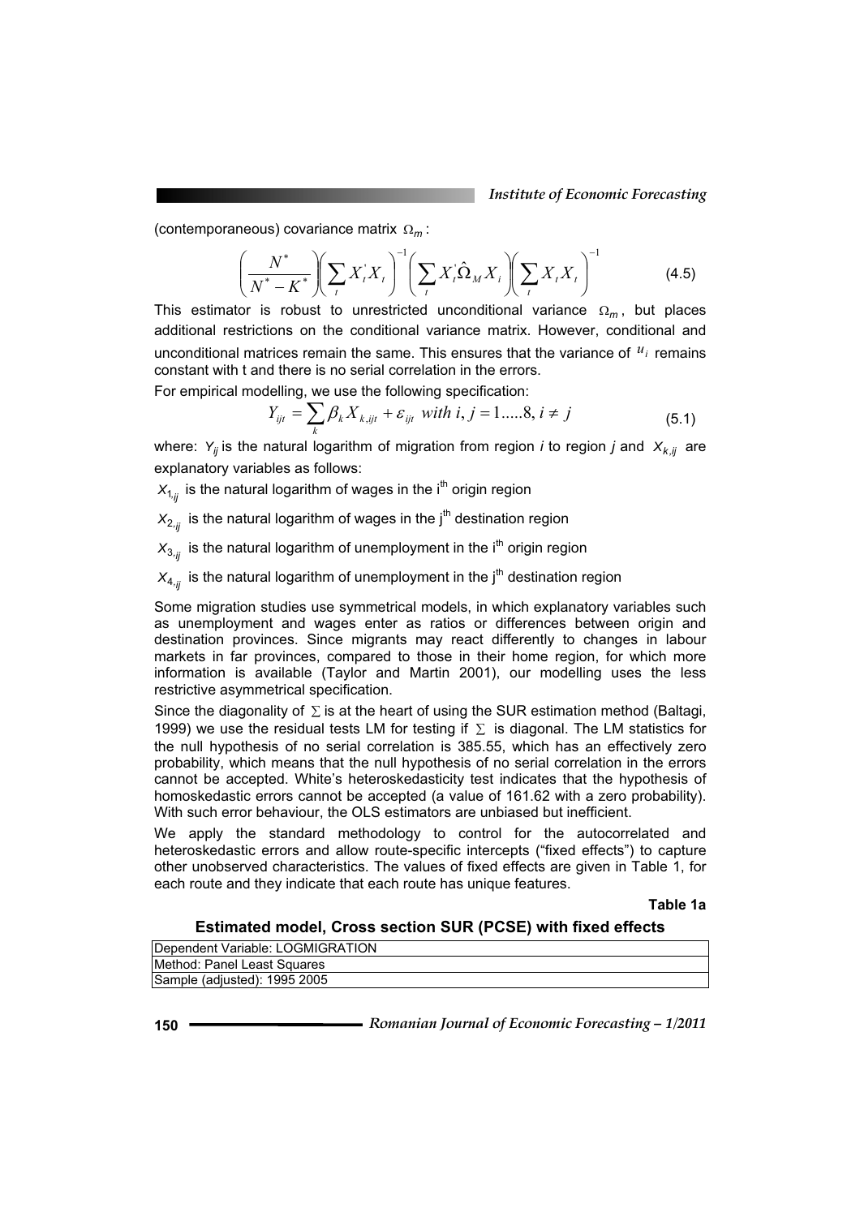(contemporaneous) covariance matrix $\Omega_m$:

$$\left(\frac{N^*}{N^*-K^*}\right)\left(\sum_t X_t^{'} X_t\right)^{-1}\left(\sum_t X_t^{'}\hat{\Omega}_M X_i\right)\left(\sum_t X_t X_t\right)^{-1} \tag{4.5}$$

This estimator is robust to unrestricted unconditional variance $\Omega_m$, but places additional restrictions on the conditional variance matrix. However, conditional and unconditional matrices remain the same. This ensures that the variance of $u_i$ remains constant with t and there is no serial correlation in the errors.

For empirical modelling, we use the following specification:

$$Y_{ijt} = \sum_k \beta_k X_{k,ijt} + \varepsilon_{ijt} \text{ with } i, j = 1.....8, i \neq j \tag{5.1}$$

where: $Y_{ij}$ is the natural logarithm of migration from region *i* to region *j* and $X_{k,ij}$ are explanatory variables as follows:

$X_{1,ij}$ is the natural logarithm of wages in the i[th] origin region

$X_{2,ij}$ is the natural logarithm of wages in the j[th] destination region

$X_{3,ij}$ is the natural logarithm of unemployment in the i[th] origin region

$X_{4,ij}$ is the natural logarithm of unemployment in the j[th] destination region

Some migration studies use symmetrical models, in which explanatory variables such as unemployment and wages enter as ratios or differences between origin and destination provinces. Since migrants may react differently to changes in labour markets in far provinces, compared to those in their home region, for which more information is available (Taylor and Martin 2001), our modelling uses the less restrictive asymmetrical specification.

Since the diagonality of $\Sigma$ is at the heart of using the SUR estimation method (Baltagi, 1999) we use the residual tests LM for testing if $\Sigma$ is diagonal. The LM statistics for the null hypothesis of no serial correlation is 385.55, which has an effectively zero probability, which means that the null hypothesis of no serial correlation in the errors cannot be accepted. White's heteroskedasticity test indicates that the hypothesis of homoskedastic errors cannot be accepted (a value of 161.62 with a zero probability). With such error behaviour, the OLS estimators are unbiased but inefficient.

We apply the standard methodology to control for the autocorrelated and heteroskedastic errors and allow route-specific intercepts ("fixed effects") to capture other unobserved characteristics. The values of fixed effects are given in Table 1, for each route and they indicate that each route has unique features.

**Table 1a**

**Estimated model, Cross section SUR (PCSE) with fixed effects**

| Dependent Variable: LOGMIGRATION |
|---|
| Method: Panel Least Squares |
| Sample (adjusted): 1995 2005 |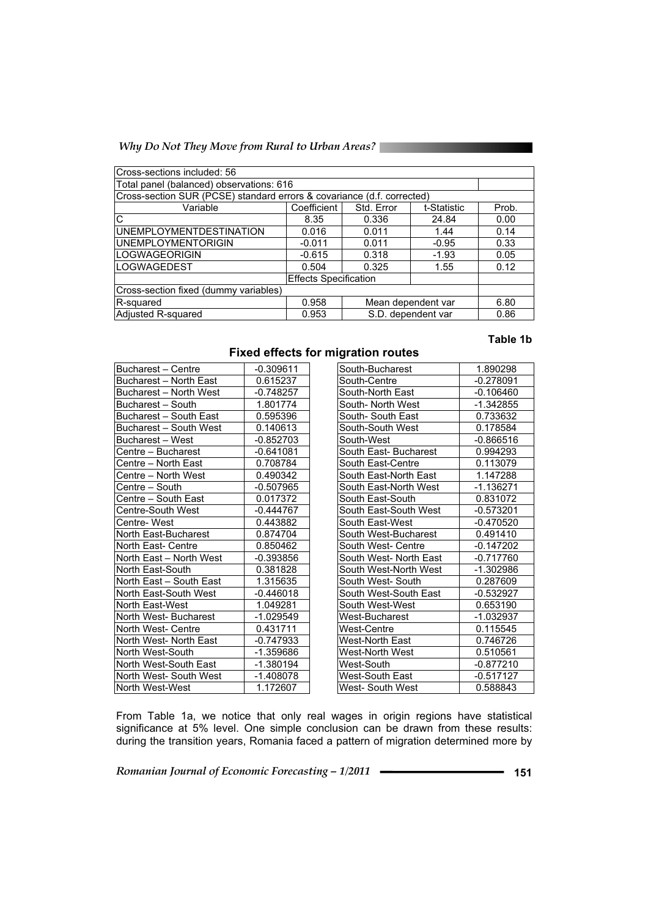| Cross-sections included: 56 | | | | |
|---|---|---|---|---|
| Total panel (balanced) observations: 616 | | | | |
| Cross-section SUR (PCSE) standard errors & covariance (d.f. corrected) | | | | |
| Variable | Coefficient | Std. Error | t-Statistic | Prob. |
| C | 8.35 | 0.336 | 24.84 | 0.00 |
| UNEMPLOYMENTDESTINATION | 0.016 | 0.011 | 1.44 | 0.14 |
| UNEMPLOYMENTORIGIN | -0.011 | 0.011 | -0.95 | 0.33 |
| LOGWAGEORIGIN | -0.615 | 0.318 | -1.93 | 0.05 |
| LOGWAGEDEST | 0.504 | 0.325 | 1.55 | 0.12 |
| | Effects Specification | | | |
| Cross-section fixed (dummy variables) | | | | |
| R-squared | 0.958 | Mean dependent var | | 6.80 |
| Adjusted R-squared | 0.953 | S.D. dependent var | | 0.86 |

**Table 1b**

**Fixed effects for migration routes**

| Route | Effect | Route | Effect |
|---|---|---|---|
| Bucharest – Centre | -0.309611 | South-Bucharest | 1.890298 |
| Bucharest – North East | 0.615237 | South-Centre | -0.278091 |
| Bucharest – North West | -0.748257 | South-North East | -0.106460 |
| Bucharest – South | 1.801774 | South- North West | -1.342855 |
| Bucharest – South East | 0.595396 | South- South East | 0.733632 |
| Bucharest – South West | 0.140613 | South-South West | 0.178584 |
| Bucharest – West | -0.852703 | South-West | -0.866516 |
| Centre – Bucharest | -0.641081 | South East- Bucharest | 0.994293 |
| Centre – North East | 0.708784 | South East-Centre | 0.113079 |
| Centre – North West | 0.490342 | South East-North East | 1.147288 |
| Centre – South | -0.507965 | South East-North West | -1.136271 |
| Centre – South East | 0.017372 | South East-South | 0.831072 |
| Centre-South West | -0.444767 | South East-South West | -0.573201 |
| Centre- West | 0.443882 | South East-West | -0.470520 |
| North East-Bucharest | 0.874704 | South West-Bucharest | 0.491410 |
| North East- Centre | 0.850462 | South West- Centre | -0.147202 |
| North East – North West | -0.393856 | South West- North East | -0.717760 |
| North East-South | 0.381828 | South West-North West | -1.302986 |
| North East – South East | 1.315635 | South West- South | 0.287609 |
| North East-South West | -0.446018 | South West-South East | -0.532927 |
| North East-West | 1.049281 | South West-West | 0.653190 |
| North West- Bucharest | -1.029549 | West-Bucharest | -1.032937 |
| North West- Centre | 0.431711 | West-Centre | 0.115545 |
| North West- North East | -0.747933 | West-North East | 0.746726 |
| North West-South | -1.359686 | West-North West | 0.510561 |
| North West-South East | -1.380194 | West-South | -0.877210 |
| North West- South West | -1.408078 | West-South East | -0.517127 |
| North West-West | 1.172607 | West- South West | 0.588843 |

From Table 1a, we notice that only real wages in origin regions have statistical significance at 5% level. One simple conclusion can be drawn from these results: during the transition years, Romania faced a pattern of migration determined more by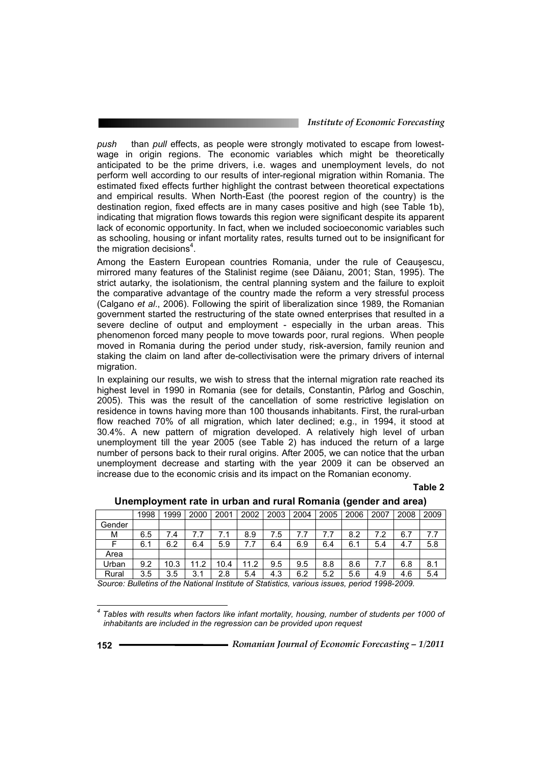*push* than *pull* effects, as people were strongly motivated to escape from lowest-wage in origin regions. The economic variables which might be theoretically anticipated to be the prime drivers, i.e. wages and unemployment levels, do not perform well according to our results of inter-regional migration within Romania. The estimated fixed effects further highlight the contrast between theoretical expectations and empirical results. When North-East (the poorest region of the country) is the destination region, fixed effects are in many cases positive and high (see Table 1b), indicating that migration flows towards this region were significant despite its apparent lack of economic opportunity. In fact, when we included socioeconomic variables such as schooling, housing or infant mortality rates, results turned out to be insignificant for the migration decisions[4].

Among the Eastern European countries Romania, under the rule of Ceauşescu, mirrored many features of the Stalinist regime (see Dăianu, 2001; Stan, 1995). The strict autarky, the isolationism, the central planning system and the failure to exploit the comparative advantage of the country made the reform a very stressful process (Calgano *et al*., 2006). Following the spirit of liberalization since 1989, the Romanian government started the restructuring of the state owned enterprises that resulted in a severe decline of output and employment - especially in the urban areas. This phenomenon forced many people to move towards poor, rural regions. When people moved in Romania during the period under study, risk-aversion, family reunion and staking the claim on land after de-collectivisation were the primary drivers of internal migration.

In explaining our results, we wish to stress that the internal migration rate reached its highest level in 1990 in Romania (see for details, Constantin, Pârlog and Goschin, 2005). This was the result of the cancellation of some restrictive legislation on residence in towns having more than 100 thousands inhabitants. First, the rural-urban flow reached 70% of all migration, which later declined; e.g., in 1994, it stood at 30.4%. A new pattern of migration developed. A relatively high level of urban unemployment till the year 2005 (see Table 2) has induced the return of a large number of persons back to their rural origins. After 2005, we can notice that the urban unemployment decrease and starting with the year 2009 it can be observed an increase due to the economic crisis and its impact on the Romanian economy.

**Table 2**

**Unemployment rate in urban and rural Romania (gender and area)**

| | 1998 | 1999 | 2000 | 2001 | 2002 | 2003 | 2004 | 2005 | 2006 | 2007 | 2008 | 2009 |
|---|---|---|---|---|---|---|---|---|---|---|---|---|
| Gender | | | | | | | | | | | | |
| M | 6.5 | 7.4 | 7.7 | 7.1 | 8.9 | 7.5 | 7.7 | 7.7 | 8.2 | 7.2 | 6.7 | 7.7 |
| F | 6.1 | 6.2 | 6.4 | 5.9 | 7.7 | 6.4 | 6.9 | 6.4 | 6.1 | 5.4 | 4.7 | 5.8 |
| Area | | | | | | | | | | | | |
| Urban | 9.2 | 10.3 | 11.2 | 10.4 | 11.2 | 9.5 | 9.5 | 8.8 | 8.6 | 7.7 | 6.8 | 8.1 |
| Rural | 3.5 | 3.5 | 3.1 | 2.8 | 5.4 | 4.3 | 6.2 | 5.2 | 5.6 | 4.9 | 4.6 | 5.4 |

*Source: Bulletins of the National Institute of Statistics, various issues, period 1998-2009.*

[4] *Tables with results when factors like infant mortality, housing, number of students per 1000 of inhabitants are included in the regression can be provided upon request*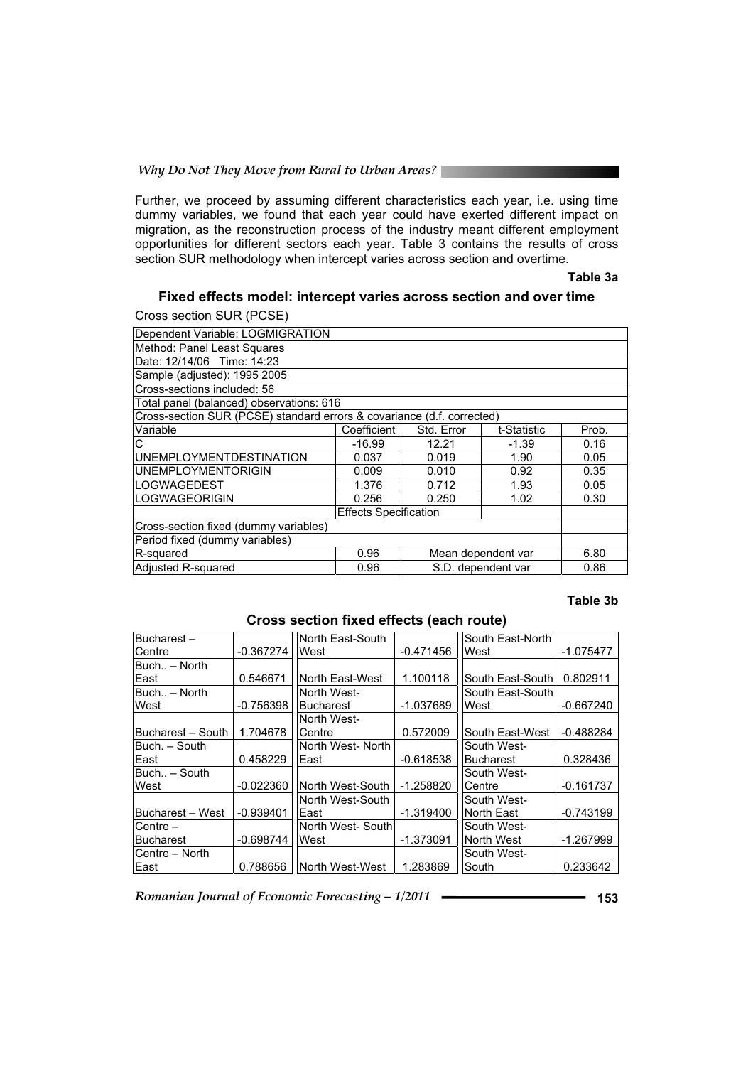Further, we proceed by assuming different characteristics each year, i.e. using time dummy variables, we found that each year could have exerted different impact on migration, as the reconstruction process of the industry meant different employment opportunities for different sectors each year. Table 3 contains the results of cross section SUR methodology when intercept varies across section and overtime.

**Table 3a**

### Fixed effects model: intercept varies across section and over time

Cross section SUR (PCSE)

| Dependent Variable: LOGMIGRATION | | | | |
|---|---|---|---|---|
| Method: Panel Least Squares | | | | |
| Date: 12/14/06 Time: 14:23 | | | | |
| Sample (adjusted): 1995 2005 | | | | |
| Cross-sections included: 56 | | | | |
| Total panel (balanced) observations: 616 | | | | |
| Cross-section SUR (PCSE) standard errors & covariance (d.f. corrected) | | | | |
| Variable | Coefficient | Std. Error | t-Statistic | Prob. |
| C | -16.99 | 12.21 | -1.39 | 0.16 |
| UNEMPLOYMENTDESTINATION | 0.037 | 0.019 | 1.90 | 0.05 |
| UNEMPLOYMENTORIGIN | 0.009 | 0.010 | 0.92 | 0.35 |
| LOGWAGEDEST | 1.376 | 0.712 | 1.93 | 0.05 |
| LOGWAGEORIGIN | 0.256 | 0.250 | 1.02 | 0.30 |
| | Effects Specification | | | |
| Cross-section fixed (dummy variables) | | | | |
| Period fixed (dummy variables) | | | | |
| R-squared | 0.96 | Mean dependent var | | 6.80 |
| Adjusted R-squared | 0.96 | S.D. dependent var | | 0.86 |

**Table 3b**

### Cross section fixed effects (each route)

| | | | | | |
|---|---|---|---|---|---|
| Bucharest – Centre | -0.367274 | North East-South West | -0.471456 | South East-North West | -1.075477 |
| Buch.. – North East | 0.546671 | North East-West | 1.100118 | South East-South | 0.802911 |
| Buch.. – North West | -0.756398 | North West-Bucharest | -1.037689 | South East-South West | -0.667240 |
| Bucharest – South | 1.704678 | North West-Centre | 0.572009 | South East-West | -0.488284 |
| Buch. – South East | 0.458229 | North West- North East | -0.618538 | South West-Bucharest | 0.328436 |
| Buch.. – South West | -0.022360 | North West-South | -1.258820 | South West-Centre | -0.161737 |
| Bucharest – West | -0.939401 | North West-South East | -1.319400 | South West-North East | -0.743199 |
| Centre – Bucharest | -0.698744 | North West- South West | -1.373091 | South West-North West | -1.267999 |
| Centre – North East | 0.788656 | North West-West | 1.283869 | South West-South | 0.233642 |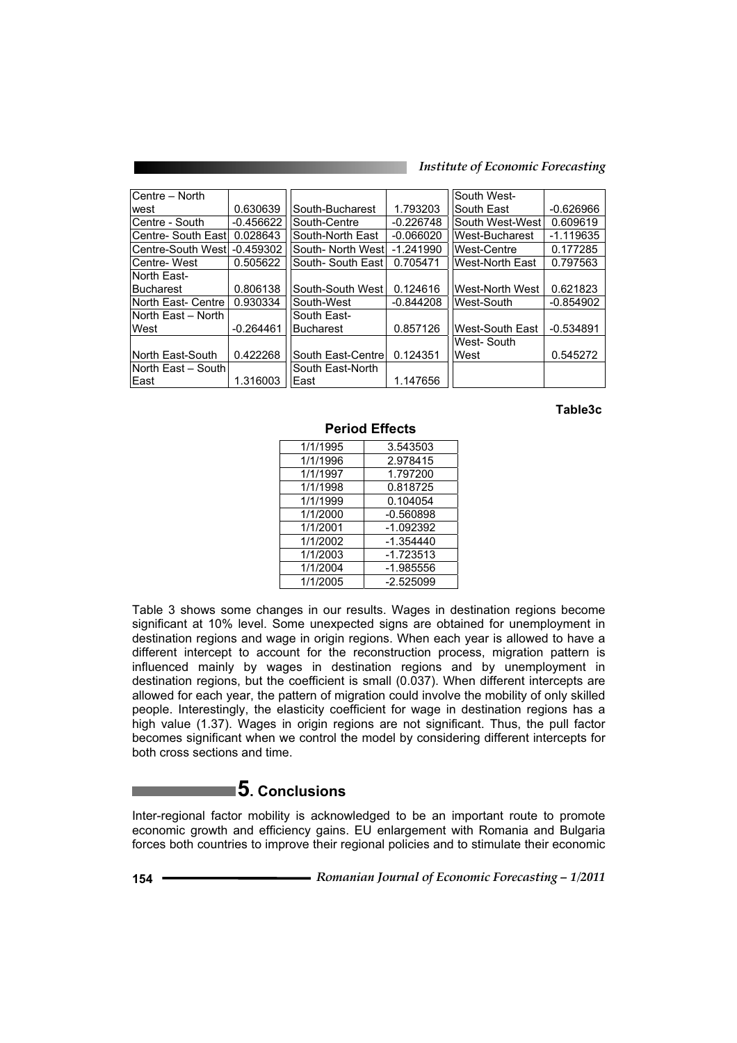| Centre – North west | 0.630639 | South-Bucharest | 1.793203 | South West-South East | -0.626966 |
|---|---|---|---|---|---|
| Centre - South | -0.456622 | South-Centre | -0.226748 | South West-West | 0.609619 |
| Centre- South East | 0.028643 | South-North East | -0.066020 | West-Bucharest | -1.119635 |
| Centre-South West | -0.459302 | South- North West | -1.241990 | West-Centre | 0.177285 |
| Centre- West | 0.505622 | South- South East | 0.705471 | West-North East | 0.797563 |
| North East-Bucharest | 0.806138 | South-South West | 0.124616 | West-North West | 0.621823 |
| North East- Centre | 0.930334 | South-West | -0.844208 | West-South | -0.854902 |
| North East – North West | -0.264461 | South East-Bucharest | 0.857126 | West-South East | -0.534891 |
| North East-South | 0.422268 | South East-Centre | 0.124351 | West- South West | 0.545272 |
| North East – South East | 1.316003 | South East-North East | 1.147656 | | |

**Table3c**

**Period Effects**

| | |
|---|---|
| 1/1/1995 | 3.543503 |
| 1/1/1996 | 2.978415 |
| 1/1/1997 | 1.797200 |
| 1/1/1998 | 0.818725 |
| 1/1/1999 | 0.104054 |
| 1/1/2000 | -0.560898 |
| 1/1/2001 | -1.092392 |
| 1/1/2002 | -1.354440 |
| 1/1/2003 | -1.723513 |
| 1/1/2004 | -1.985556 |
| 1/1/2005 | -2.525099 |

Table 3 shows some changes in our results. Wages in destination regions become significant at 10% level. Some unexpected signs are obtained for unemployment in destination regions and wage in origin regions. When each year is allowed to have a different intercept to account for the reconstruction process, migration pattern is influenced mainly by wages in destination regions and by unemployment in destination regions, but the coefficient is small (0.037). When different intercepts are allowed for each year, the pattern of migration could involve the mobility of only skilled people. Interestingly, the elasticity coefficient for wage in destination regions has a high value (1.37). Wages in origin regions are not significant. Thus, the pull factor becomes significant when we control the model by considering different intercepts for both cross sections and time.

## 5. Conclusions

Inter-regional factor mobility is acknowledged to be an important route to promote economic growth and efficiency gains. EU enlargement with Romania and Bulgaria forces both countries to improve their regional policies and to stimulate their economic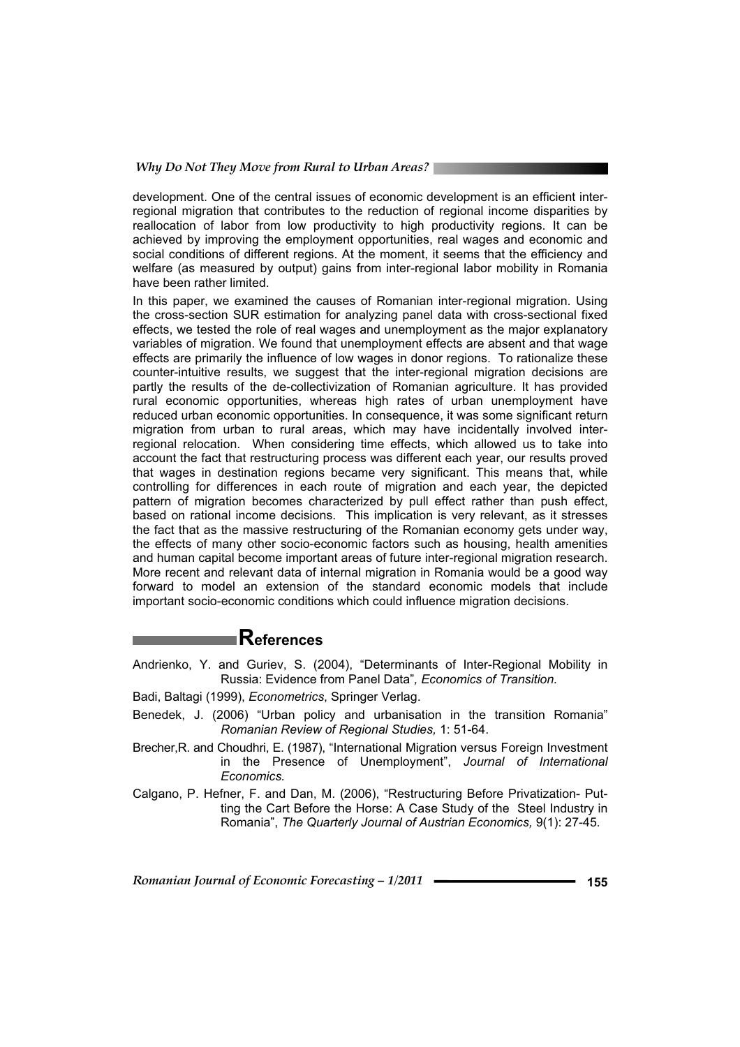development. One of the central issues of economic development is an efficient inter-regional migration that contributes to the reduction of regional income disparities by reallocation of labor from low productivity to high productivity regions. It can be achieved by improving the employment opportunities, real wages and economic and social conditions of different regions. At the moment, it seems that the efficiency and welfare (as measured by output) gains from inter-regional labor mobility in Romania have been rather limited.

In this paper, we examined the causes of Romanian inter-regional migration. Using the cross-section SUR estimation for analyzing panel data with cross-sectional fixed effects, we tested the role of real wages and unemployment as the major explanatory variables of migration. We found that unemployment effects are absent and that wage effects are primarily the influence of low wages in donor regions. To rationalize these counter-intuitive results, we suggest that the inter-regional migration decisions are partly the results of the de-collectivization of Romanian agriculture. It has provided rural economic opportunities, whereas high rates of urban unemployment have reduced urban economic opportunities. In consequence, it was some significant return migration from urban to rural areas, which may have incidentally involved inter-regional relocation. When considering time effects, which allowed us to take into account the fact that restructuring process was different each year, our results proved that wages in destination regions became very significant. This means that, while controlling for differences in each route of migration and each year, the depicted pattern of migration becomes characterized by pull effect rather than push effect, based on rational income decisions. This implication is very relevant, as it stresses the fact that as the massive restructuring of the Romanian economy gets under way, the effects of many other socio-economic factors such as housing, health amenities and human capital become important areas of future inter-regional migration research. More recent and relevant data of internal migration in Romania would be a good way forward to model an extension of the standard economic models that include important socio-economic conditions which could influence migration decisions.

## References

Andrienko, Y. and Guriev, S. (2004), "Determinants of Inter-Regional Mobility in Russia: Evidence from Panel Data", *Economics of Transition.*

Badi, Baltagi (1999), *Econometrics*, Springer Verlag.

Benedek, J. (2006) "Urban policy and urbanisation in the transition Romania" *Romanian Review of Regional Studies,* 1: 51-64.

Brecher,R. and Choudhri, E. (1987), "International Migration versus Foreign Investment in the Presence of Unemployment", *Journal of International Economics.*

Calgano, P. Hefner, F. and Dan, M. (2006), "Restructuring Before Privatization- Putting the Cart Before the Horse: A Case Study of the Steel Industry in Romania", *The Quarterly Journal of Austrian Economics,* 9(1): 27-45.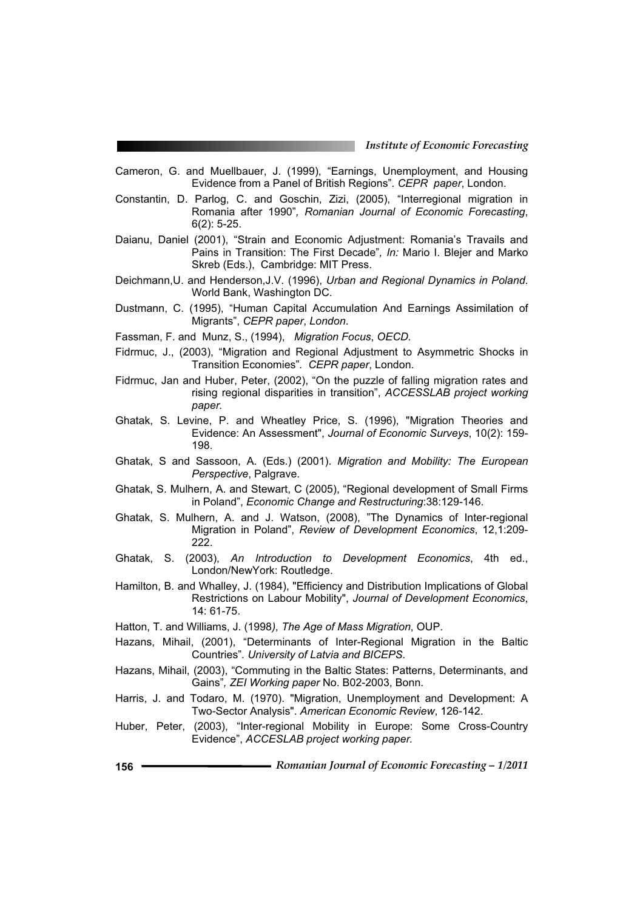Cameron, G. and Muellbauer, J. (1999), “Earnings, Unemployment, and Housing Evidence from a Panel of British Regions”. *CEPR paper*, London.

Constantin, D. Parlog, C. and Goschin, Zizi, (2005), “Interregional migration in Romania after 1990”*, Romanian Journal of Economic Forecasting*, 6(2): 5-25.

Daianu, Daniel (2001), “Strain and Economic Adjustment: Romania’s Travails and Pains in Transition: The First Decade”*, In:* Mario I. Blejer and Marko Skreb (Eds.), Cambridge: MIT Press.

Deichmann,U. and Henderson,J.V. (1996), *Urban and Regional Dynamics in Poland*. World Bank, Washington DC.

Dustmann, C. (1995), “Human Capital Accumulation And Earnings Assimilation of Migrants”, *CEPR paper*, *London*.

Fassman, F. and Munz, S., (1994), *Migration Focus*, *OECD.*

Fidrmuc, J., (2003), “Migration and Regional Adjustment to Asymmetric Shocks in Transition Economies”. *CEPR paper*, London.

Fidrmuc, Jan and Huber, Peter, (2002), “On the puzzle of falling migration rates and rising regional disparities in transition”, *ACCESSLAB project working paper.*

Ghatak, S. Levine, P. and Wheatley Price, S. (1996), "Migration Theories and Evidence: An Assessment", *Journal of Economic Surveys*, 10(2): 159-198.

Ghatak, S and Sassoon, A. (Eds.) (2001). *Migration and Mobility: The European Perspective*, Palgrave.

Ghatak, S. Mulhern, A. and Stewart, C (2005), “Regional development of Small Firms in Poland”, *Economic Change and Restructuring*:38:129-146.

Ghatak, S. Mulhern, A. and J. Watson, (2008), ”The Dynamics of Inter-regional Migration in Poland”, *Review of Development Economics*, 12,1:209-222.

Ghatak, S. (2003), *An Introduction to Development Economics*, 4th ed., London/NewYork: Routledge.

Hamilton, B. and Whalley, J. (1984), "Efficiency and Distribution Implications of Global Restrictions on Labour Mobility", *Journal of Development Economics*, 14: 61-75.

Hatton, T. and Williams, J. (1998*), The Age of Mass Migration*, OUP.

Hazans, Mihail, (2001), “Determinants of Inter-Regional Migration in the Baltic Countries”. *University of Latvia and BICEPS.*

Hazans, Mihail, (2003), “Commuting in the Baltic States: Patterns, Determinants, and Gains”*, ZEI Working paper* No. B02-2003, Bonn.

Harris, J. and Todaro, M. (1970). "Migration, Unemployment and Development: A Two-Sector Analysis". *American Economic Review*, 126-142.

Huber, Peter, (2003), “Inter-regional Mobility in Europe: Some Cross-Country Evidence”, *ACCESLAB project working paper.*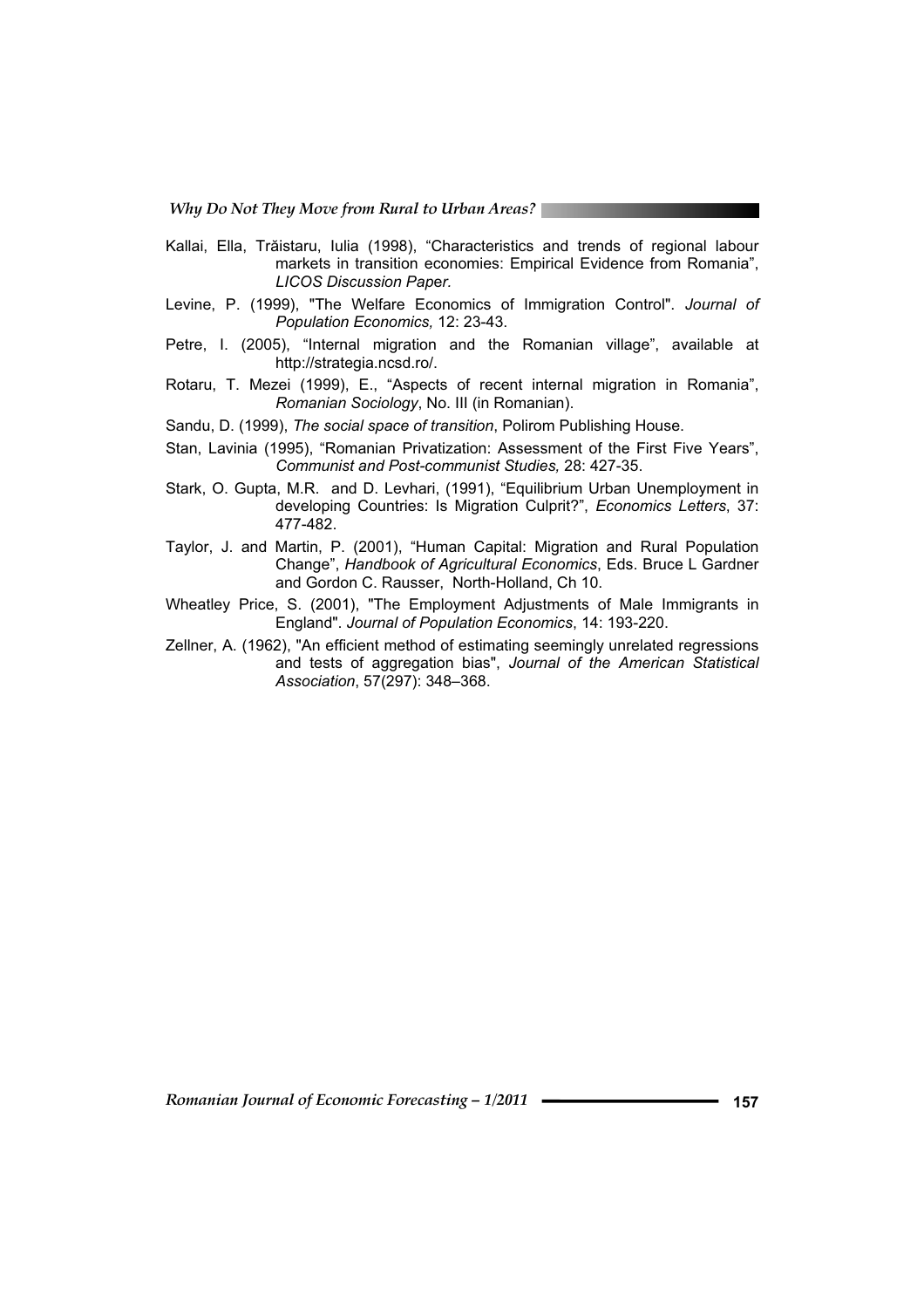Kallai, Ella, Trăistaru, Iulia (1998), "Characteristics and trends of regional labour markets in transition economies: Empirical Evidence from Romania", *LICOS Discussion Paper*.

Levine, P. (1999), "The Welfare Economics of Immigration Control". *Journal of Population Economics,* 12: 23-43.

Petre, I. (2005), "Internal migration and the Romanian village", available at http://strategia.ncsd.ro/.

Rotaru, T. Mezei (1999), E., "Aspects of recent internal migration in Romania", *Romanian Sociology*, No. III (in Romanian).

Sandu, D. (1999), *The social space of transition*, Polirom Publishing House.

Stan, Lavinia (1995), "Romanian Privatization: Assessment of the First Five Years", *Communist and Post-communist Studies,* 28: 427-35.

Stark, O. Gupta, M.R. and D. Levhari, (1991), "Equilibrium Urban Unemployment in developing Countries: Is Migration Culprit?", *Economics Letters*, 37: 477-482.

Taylor, J. and Martin, P. (2001), "Human Capital: Migration and Rural Population Change", *Handbook of Agricultural Economics*, Eds. Bruce L Gardner and Gordon C. Rausser, North-Holland, Ch 10.

Wheatley Price, S. (2001), "The Employment Adjustments of Male Immigrants in England". *Journal of Population Economics*, 14: 193-220.

Zellner, A. (1962), "An efficient method of estimating seemingly unrelated regressions and tests of aggregation bias", *Journal of the American Statistical Association*, 57(297): 348–368.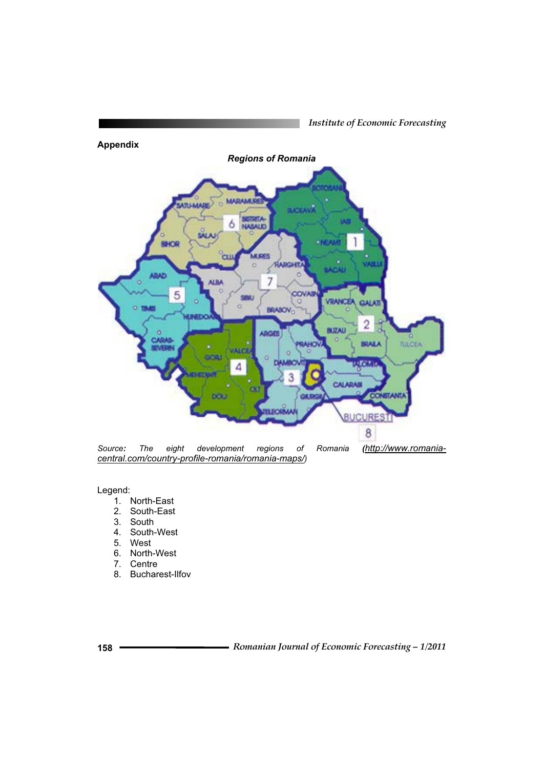**Appendix**

***Regions of Romania***

SATU-MARE
MARAMURES
BISTRITA-NASAUD
SALAJ
BIHOR
CLUJ
MURES
HARGHITA
ALBA
SIBIU
COVASNA
BRASOV
BOTOSANI
SUCEAVA
IASI
NEAMT
BACAU
VASLUI
VRANCEA
GALATI
BUZAU
BRAILA
TULCEA
ARAD
TIMIS
HUNEDOARA
CARAS-SEVERIN
GORJ
VALCEA
MEHEDINTI
DOLJ
OLT
ARGES
PRAHOVA
DAMBOVITA
IALOMITA
CALARASI
GIURGIU
TELEORMAN
CONSTANTA
BUCURESTI
1
2
3
4
5
6
7
8

*Source: The eight development regions of Romania* ([http://www.romania-central.com/country-profile-romania/romania-maps/](http://www.romania-central.com/country-profile-romania/romania-maps/))

Legend:

1. North-East
2. South-East
3. South
4. South-West
5. West
6. North-West
7. Centre
8. Bucharest-Ilfov